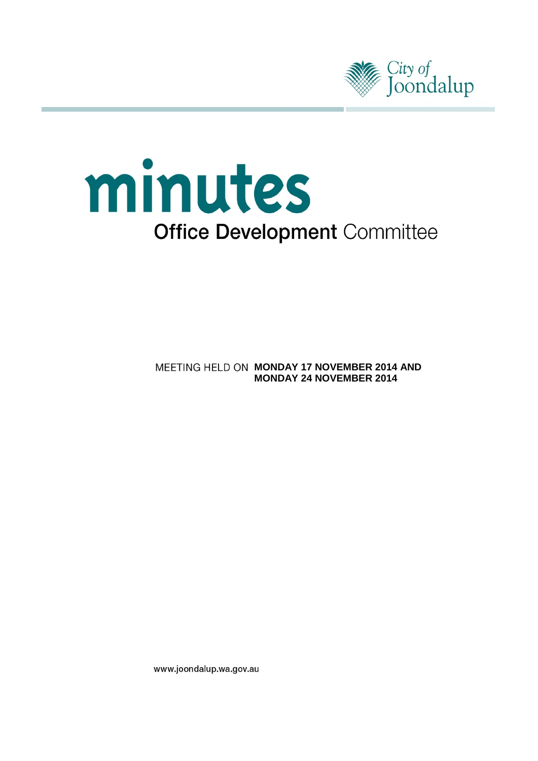City of Joondalup

# minutes

## Office Development Committee

MEETING HELD ON **MONDAY 17 NOVEMBER 2014 AND MONDAY 24 NOVEMBER 2014**

www.joondalup.wa.gov.au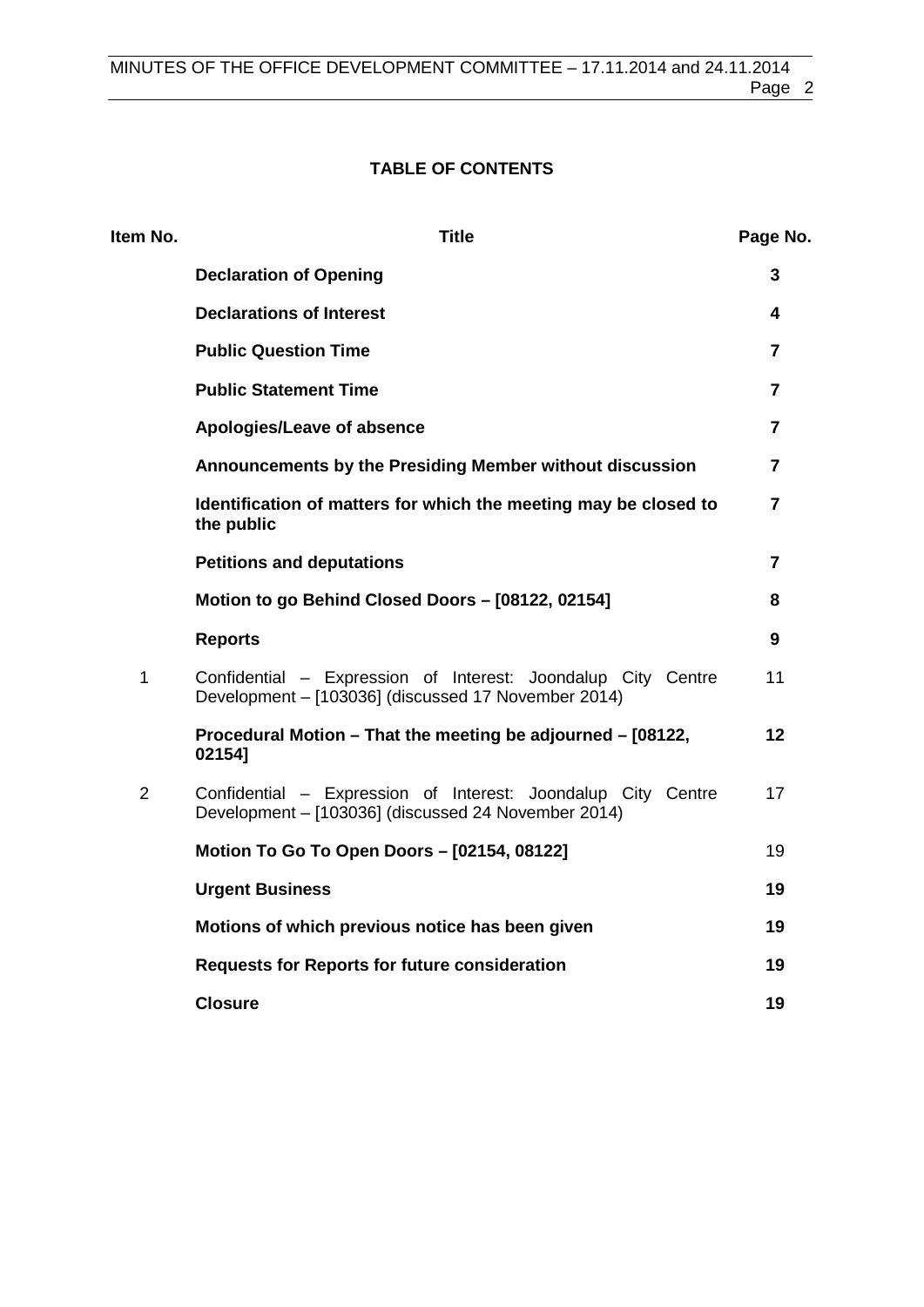## TABLE OF CONTENTS

| Item No. | Title | Page No. |
|---|---|---|
| | **Declaration of Opening** | **3** |
| | **Declarations of Interest** | **4** |
| | **Public Question Time** | **7** |
| | **Public Statement Time** | **7** |
| | **Apologies/Leave of absence** | **7** |
| | **Announcements by the Presiding Member without discussion** | **7** |
| | **Identification of matters for which the meeting may be closed to the public** | **7** |
| | **Petitions and deputations** | **7** |
| | **Motion to go Behind Closed Doors – [08122, 02154]** | **8** |
| | **Reports** | **9** |
| 1 | Confidential – Expression of Interest: Joondalup City Centre Development – [103036] (discussed 17 November 2014) | 11 |
| | **Procedural Motion – That the meeting be adjourned – [08122, 02154]** | **12** |
| 2 | Confidential – Expression of Interest: Joondalup City Centre Development – [103036] (discussed 24 November 2014) | 17 |
| | **Motion To Go To Open Doors – [02154, 08122]** | 19 |
| | **Urgent Business** | **19** |
| | **Motions of which previous notice has been given** | **19** |
| | **Requests for Reports for future consideration** | **19** |
| | **Closure** | **19** |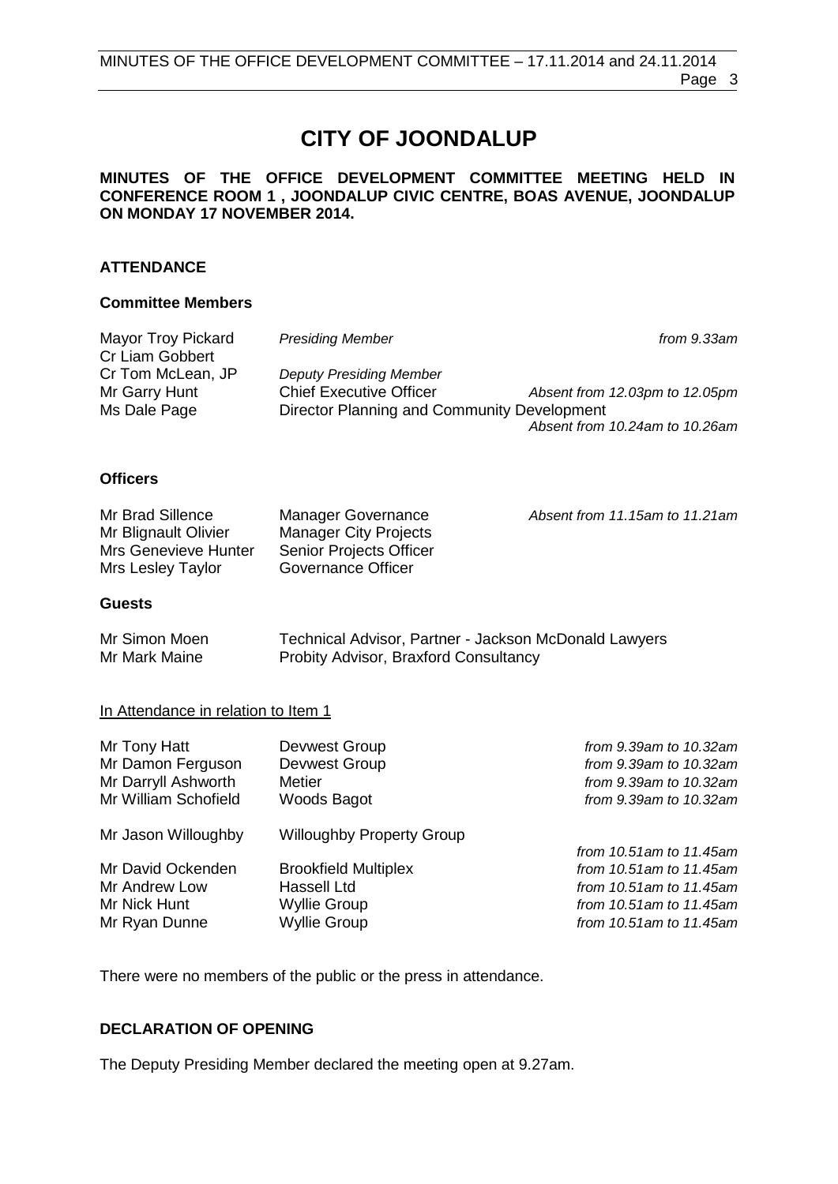# CITY OF JOONDALUP

**MINUTES OF THE OFFICE DEVELOPMENT COMMITTEE MEETING HELD IN CONFERENCE ROOM 1 , JOONDALUP CIVIC CENTRE, BOAS AVENUE, JOONDALUP ON MONDAY 17 NOVEMBER 2014.**

## ATTENDANCE

### Committee Members

| | | |
|---|---|---|
| Mayor Troy Pickard | *Presiding Member* | *from 9.33am* |
| Cr Liam Gobbert | | |
| Cr Tom McLean, JP | *Deputy Presiding Member* | |
| Mr Garry Hunt | Chief Executive Officer | *Absent from 12.03pm to 12.05pm* |
| Ms Dale Page | Director Planning and Community Development | *Absent from 10.24am to 10.26am* |

### Officers

| | | |
|---|---|---|
| Mr Brad Sillence | Manager Governance | *Absent from 11.15am to 11.21am* |
| Mr Blignault Olivier | Manager City Projects | |
| Mrs Genevieve Hunter | Senior Projects Officer | |
| Mrs Lesley Taylor | Governance Officer | |

### Guests

| | |
|---|---|
| Mr Simon Moen | Technical Advisor, Partner - Jackson McDonald Lawyers |
| Mr Mark Maine | Probity Advisor, Braxford Consultancy |

In Attendance in relation to Item 1

| | | |
|---|---|---|
| Mr Tony Hatt | Devwest Group | *from 9.39am to 10.32am* |
| Mr Damon Ferguson | Devwest Group | *from 9.39am to 10.32am* |
| Mr Darryll Ashworth | Metier | *from 9.39am to 10.32am* |
| Mr William Schofield | Woods Bagot | *from 9.39am to 10.32am* |
| Mr Jason Willoughby | Willoughby Property Group | *from 10.51am to 11.45am* |
| Mr David Ockenden | Brookfield Multiplex | *from 10.51am to 11.45am* |
| Mr Andrew Low | Hassell Ltd | *from 10.51am to 11.45am* |
| Mr Nick Hunt | Wyllie Group | *from 10.51am to 11.45am* |
| Mr Ryan Dunne | Wyllie Group | *from 10.51am to 11.45am* |

There were no members of the public or the press in attendance.

## DECLARATION OF OPENING

The Deputy Presiding Member declared the meeting open at 9.27am.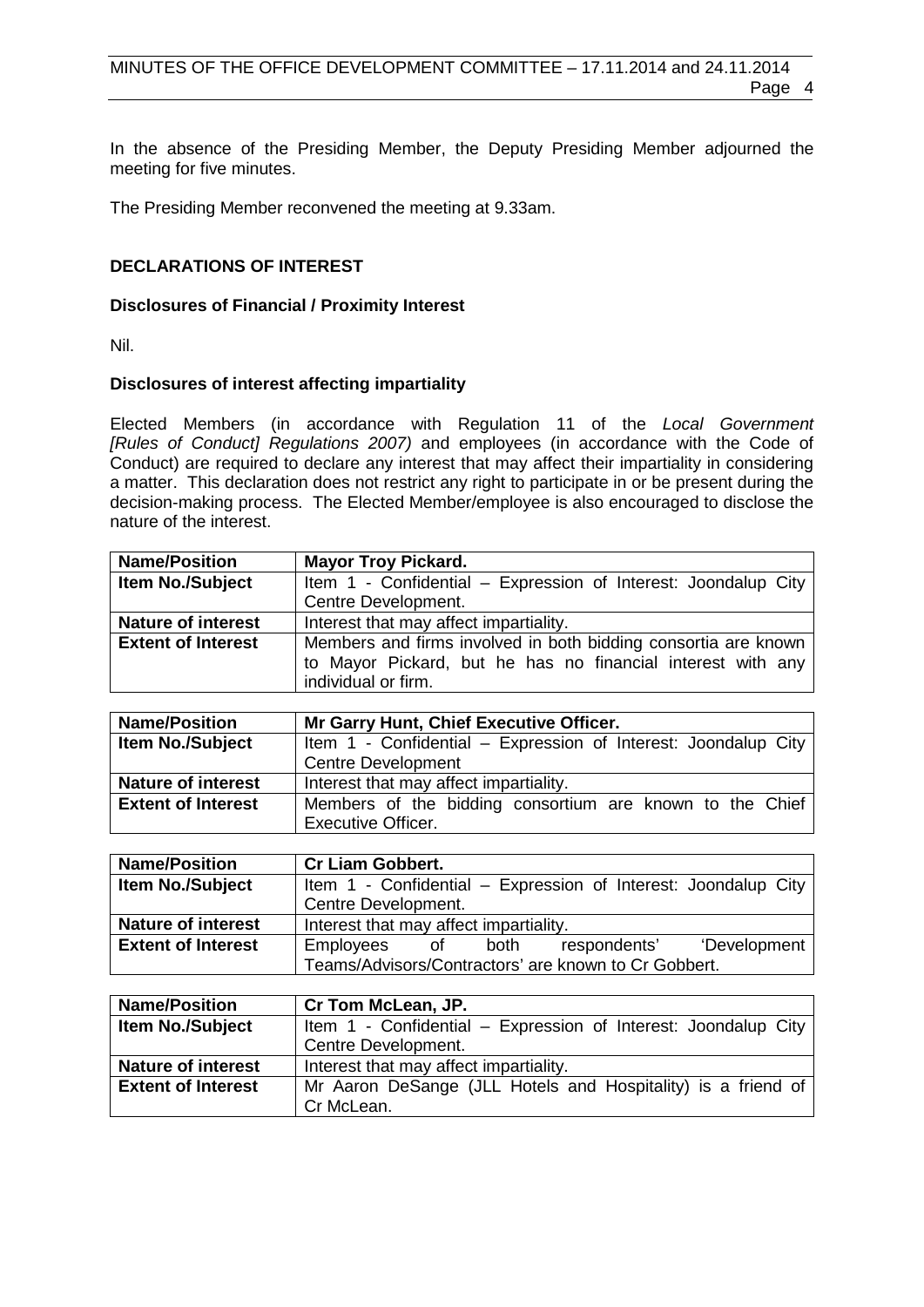In the absence of the Presiding Member, the Deputy Presiding Member adjourned the meeting for five minutes.

The Presiding Member reconvened the meeting at 9.33am.

**DECLARATIONS OF INTEREST**

**Disclosures of Financial / Proximity Interest**

Nil.

**Disclosures of interest affecting impartiality**

Elected Members (in accordance with Regulation 11 of the *Local Government [Rules of Conduct] Regulations 2007)* and employees (in accordance with the Code of Conduct) are required to declare any interest that may affect their impartiality in considering a matter. This declaration does not restrict any right to participate in or be present during the decision-making process. The Elected Member/employee is also encouraged to disclose the nature of the interest.

| **Name/Position** | **Mayor Troy Pickard.** |
|---|---|
| **Item No./Subject** | Item 1 - Confidential – Expression of Interest: Joondalup City Centre Development. |
| **Nature of interest** | Interest that may affect impartiality. |
| **Extent of Interest** | Members and firms involved in both bidding consortia are known to Mayor Pickard, but he has no financial interest with any individual or firm. |

| **Name/Position** | **Mr Garry Hunt, Chief Executive Officer.** |
|---|---|
| **Item No./Subject** | Item 1 - Confidential – Expression of Interest: Joondalup City Centre Development |
| **Nature of interest** | Interest that may affect impartiality. |
| **Extent of Interest** | Members of the bidding consortium are known to the Chief Executive Officer. |

| **Name/Position** | **Cr Liam Gobbert.** |
|---|---|
| **Item No./Subject** | Item 1 - Confidential – Expression of Interest: Joondalup City Centre Development. |
| **Nature of interest** | Interest that may affect impartiality. |
| **Extent of Interest** | Employees of both respondents' 'Development Teams/Advisors/Contractors' are known to Cr Gobbert. |

| **Name/Position** | **Cr Tom McLean, JP.** |
|---|---|
| **Item No./Subject** | Item 1 - Confidential – Expression of Interest: Joondalup City Centre Development. |
| **Nature of interest** | Interest that may affect impartiality. |
| **Extent of Interest** | Mr Aaron DeSange (JLL Hotels and Hospitality) is a friend of Cr McLean. |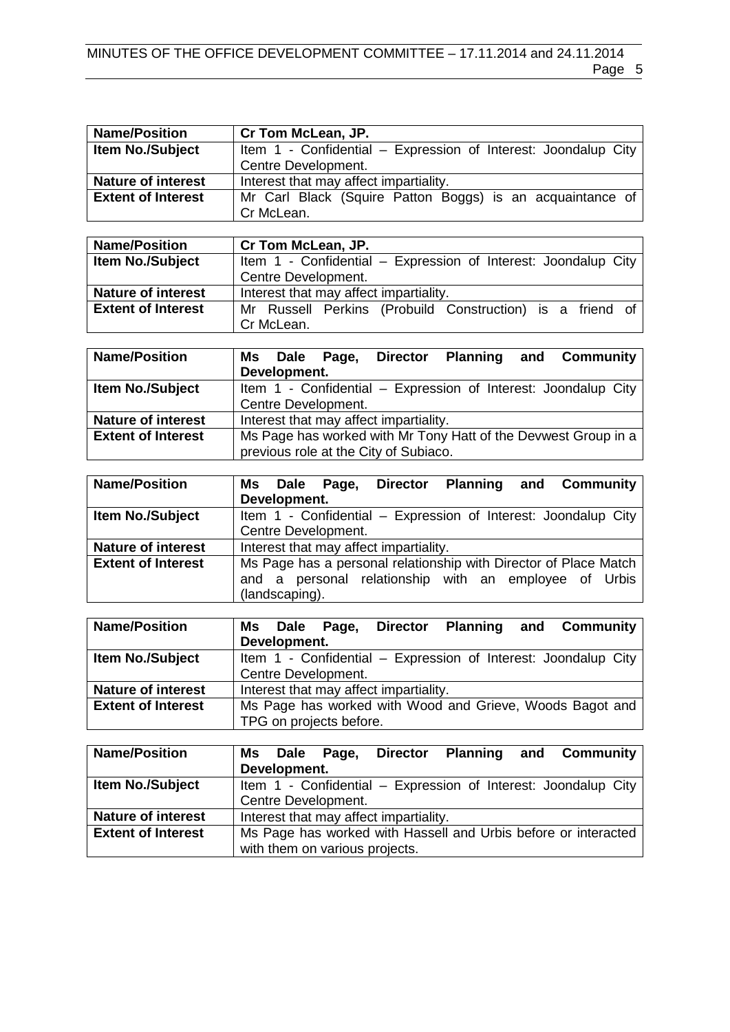| **Name/Position** | **Cr Tom McLean, JP.** |
|---|---|
| **Item No./Subject** | Item 1 - Confidential – Expression of Interest: Joondalup City Centre Development. |
| **Nature of interest** | Interest that may affect impartiality. |
| **Extent of Interest** | Mr Carl Black (Squire Patton Boggs) is an acquaintance of Cr McLean. |

| **Name/Position** | **Cr Tom McLean, JP.** |
|---|---|
| **Item No./Subject** | Item 1 - Confidential – Expression of Interest: Joondalup City Centre Development. |
| **Nature of interest** | Interest that may affect impartiality. |
| **Extent of Interest** | Mr Russell Perkins (Probuild Construction) is a friend of Cr McLean. |

| **Name/Position** | **Ms Dale Page, Director Planning and Community Development.** |
|---|---|
| **Item No./Subject** | Item 1 - Confidential – Expression of Interest: Joondalup City Centre Development. |
| **Nature of interest** | Interest that may affect impartiality. |
| **Extent of Interest** | Ms Page has worked with Mr Tony Hatt of the Devwest Group in a previous role at the City of Subiaco. |

| **Name/Position** | **Ms Dale Page, Director Planning and Community Development.** |
|---|---|
| **Item No./Subject** | Item 1 - Confidential – Expression of Interest: Joondalup City Centre Development. |
| **Nature of interest** | Interest that may affect impartiality. |
| **Extent of Interest** | Ms Page has a personal relationship with Director of Place Match and a personal relationship with an employee of Urbis (landscaping). |

| **Name/Position** | **Ms Dale Page, Director Planning and Community Development.** |
|---|---|
| **Item No./Subject** | Item 1 - Confidential – Expression of Interest: Joondalup City Centre Development. |
| **Nature of interest** | Interest that may affect impartiality. |
| **Extent of Interest** | Ms Page has worked with Wood and Grieve, Woods Bagot and TPG on projects before. |

| **Name/Position** | **Ms Dale Page, Director Planning and Community Development.** |
|---|---|
| **Item No./Subject** | Item 1 - Confidential – Expression of Interest: Joondalup City Centre Development. |
| **Nature of interest** | Interest that may affect impartiality. |
| **Extent of Interest** | Ms Page has worked with Hassell and Urbis before or interacted with them on various projects. |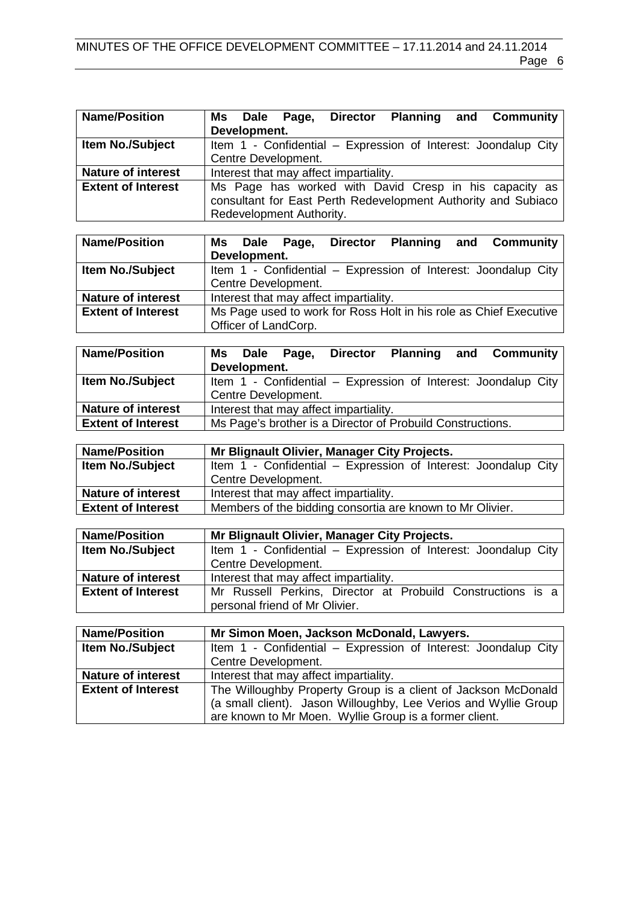| **Name/Position** | **Ms Dale Page, Director Planning and Community Development.** |
|---|---|
| **Item No./Subject** | Item 1 - Confidential – Expression of Interest: Joondalup City Centre Development. |
| **Nature of interest** | Interest that may affect impartiality. |
| **Extent of Interest** | Ms Page has worked with David Cresp in his capacity as consultant for East Perth Redevelopment Authority and Subiaco Redevelopment Authority. |

| **Name/Position** | **Ms Dale Page, Director Planning and Community Development.** |
|---|---|
| **Item No./Subject** | Item 1 - Confidential – Expression of Interest: Joondalup City Centre Development. |
| **Nature of interest** | Interest that may affect impartiality. |
| **Extent of Interest** | Ms Page used to work for Ross Holt in his role as Chief Executive Officer of LandCorp. |

| **Name/Position** | **Ms Dale Page, Director Planning and Community Development.** |
|---|---|
| **Item No./Subject** | Item 1 - Confidential – Expression of Interest: Joondalup City Centre Development. |
| **Nature of interest** | Interest that may affect impartiality. |
| **Extent of Interest** | Ms Page's brother is a Director of Probuild Constructions. |

| **Name/Position** | **Mr Blignault Olivier, Manager City Projects.** |
|---|---|
| **Item No./Subject** | Item 1 - Confidential – Expression of Interest: Joondalup City Centre Development. |
| **Nature of interest** | Interest that may affect impartiality. |
| **Extent of Interest** | Members of the bidding consortia are known to Mr Olivier. |

| **Name/Position** | **Mr Blignault Olivier, Manager City Projects.** |
|---|---|
| **Item No./Subject** | Item 1 - Confidential – Expression of Interest: Joondalup City Centre Development. |
| **Nature of interest** | Interest that may affect impartiality. |
| **Extent of Interest** | Mr Russell Perkins, Director at Probuild Constructions is a personal friend of Mr Olivier. |

| **Name/Position** | **Mr Simon Moen, Jackson McDonald, Lawyers.** |
|---|---|
| **Item No./Subject** | Item 1 - Confidential – Expression of Interest: Joondalup City Centre Development. |
| **Nature of interest** | Interest that may affect impartiality. |
| **Extent of Interest** | The Willoughby Property Group is a client of Jackson McDonald (a small client). Jason Willoughby, Lee Verios and Wyllie Group are known to Mr Moen. Wyllie Group is a former client. |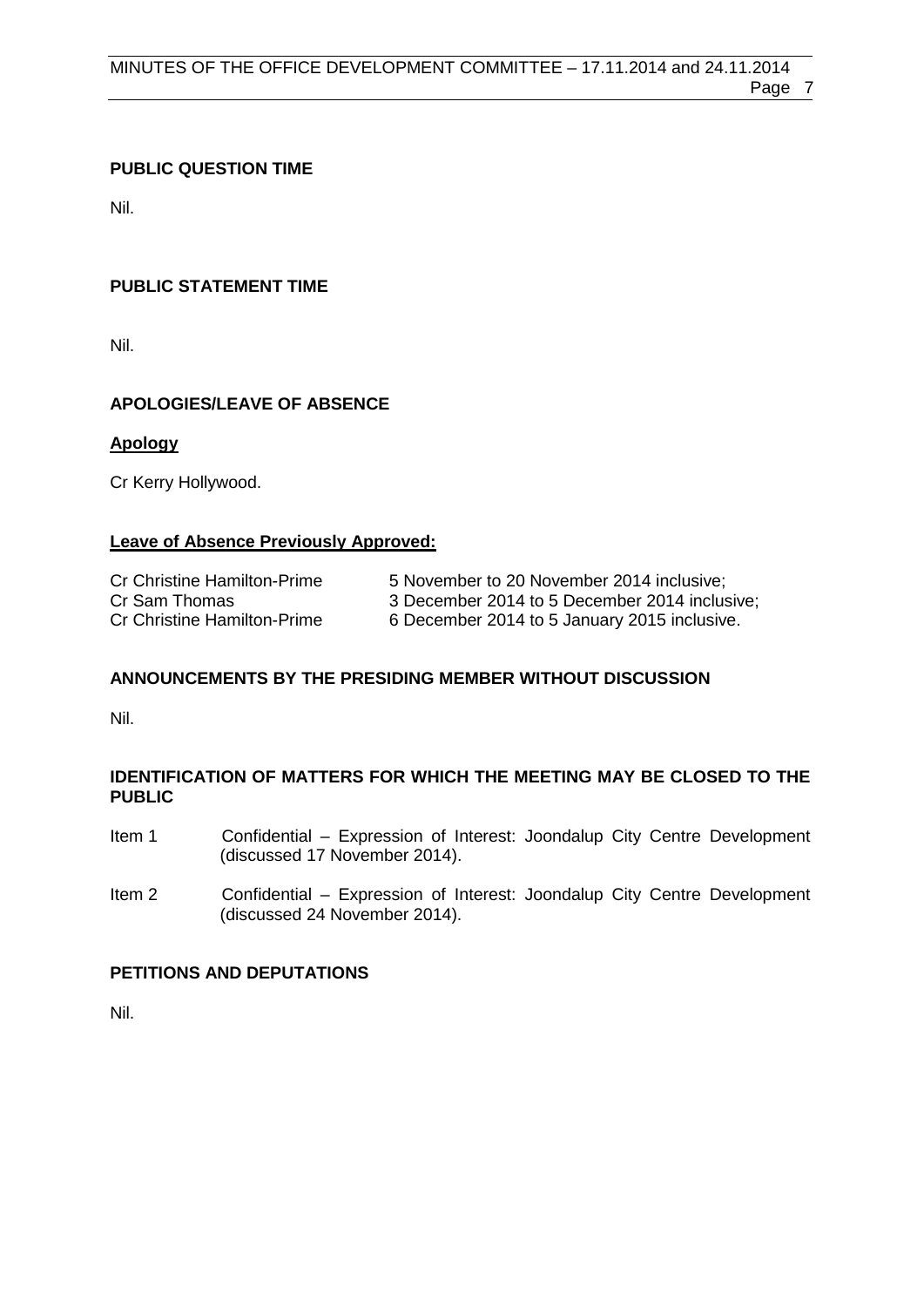**PUBLIC QUESTION TIME**

Nil.

**PUBLIC STATEMENT TIME**

Nil.

**APOLOGIES/LEAVE OF ABSENCE**

**Apology**

Cr Kerry Hollywood.

**Leave of Absence Previously Approved:**

| | |
|---|---|
| Cr Christine Hamilton-Prime | 5 November to 20 November 2014 inclusive; |
| Cr Sam Thomas | 3 December 2014 to 5 December 2014 inclusive; |
| Cr Christine Hamilton-Prime | 6 December 2014 to 5 January 2015 inclusive. |

**ANNOUNCEMENTS BY THE PRESIDING MEMBER WITHOUT DISCUSSION**

Nil.

**IDENTIFICATION OF MATTERS FOR WHICH THE MEETING MAY BE CLOSED TO THE PUBLIC**

Item 1 Confidential – Expression of Interest: Joondalup City Centre Development (discussed 17 November 2014).

Item 2 Confidential – Expression of Interest: Joondalup City Centre Development (discussed 24 November 2014).

**PETITIONS AND DEPUTATIONS**

Nil.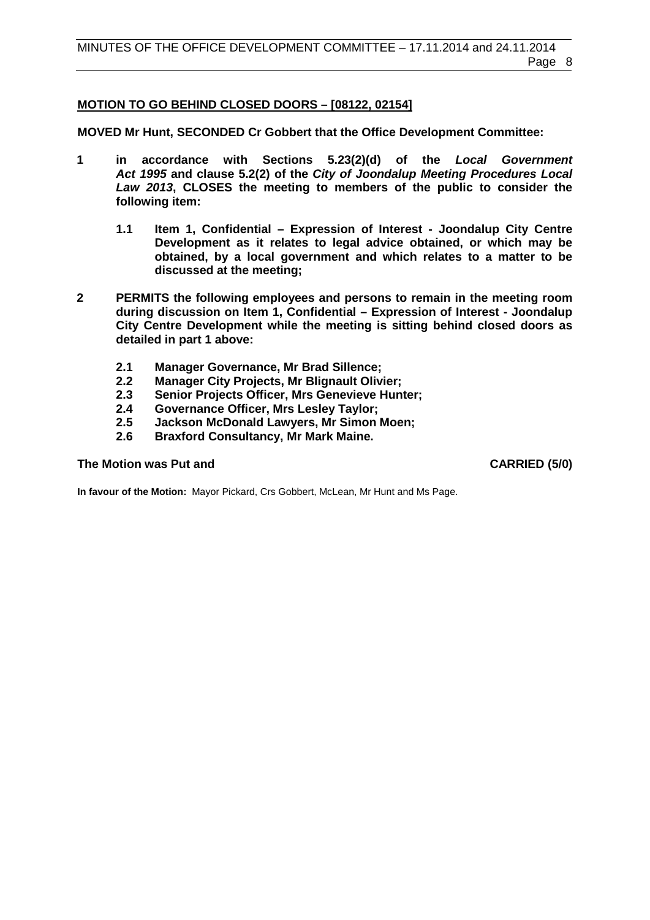## MOTION TO GO BEHIND CLOSED DOORS – [08122, 02154]

**MOVED Mr Hunt, SECONDED Cr Gobbert that the Office Development Committee:**

**1 in accordance with Sections 5.23(2)(d) of the *Local Government Act 1995* and clause 5.2(2) of the *City of Joondalup Meeting Procedures Local Law 2013*, CLOSES the meeting to members of the public to consider the following item:**

- **1.1 Item 1, Confidential – Expression of Interest - Joondalup City Centre Development as it relates to legal advice obtained, or which may be obtained, by a local government and which relates to a matter to be discussed at the meeting;**

**2 PERMITS the following employees and persons to remain in the meeting room during discussion on Item 1, Confidential – Expression of Interest - Joondalup City Centre Development while the meeting is sitting behind closed doors as detailed in part 1 above:**

- **2.1 Manager Governance, Mr Brad Sillence;**
- **2.2 Manager City Projects, Mr Blignault Olivier;**
- **2.3 Senior Projects Officer, Mrs Genevieve Hunter;**
- **2.4 Governance Officer, Mrs Lesley Taylor;**
- **2.5 Jackson McDonald Lawyers, Mr Simon Moen;**
- **2.6 Braxford Consultancy, Mr Mark Maine.**

**The Motion was Put and CARRIED (5/0)**

**In favour of the Motion:** Mayor Pickard, Crs Gobbert, McLean, Mr Hunt and Ms Page.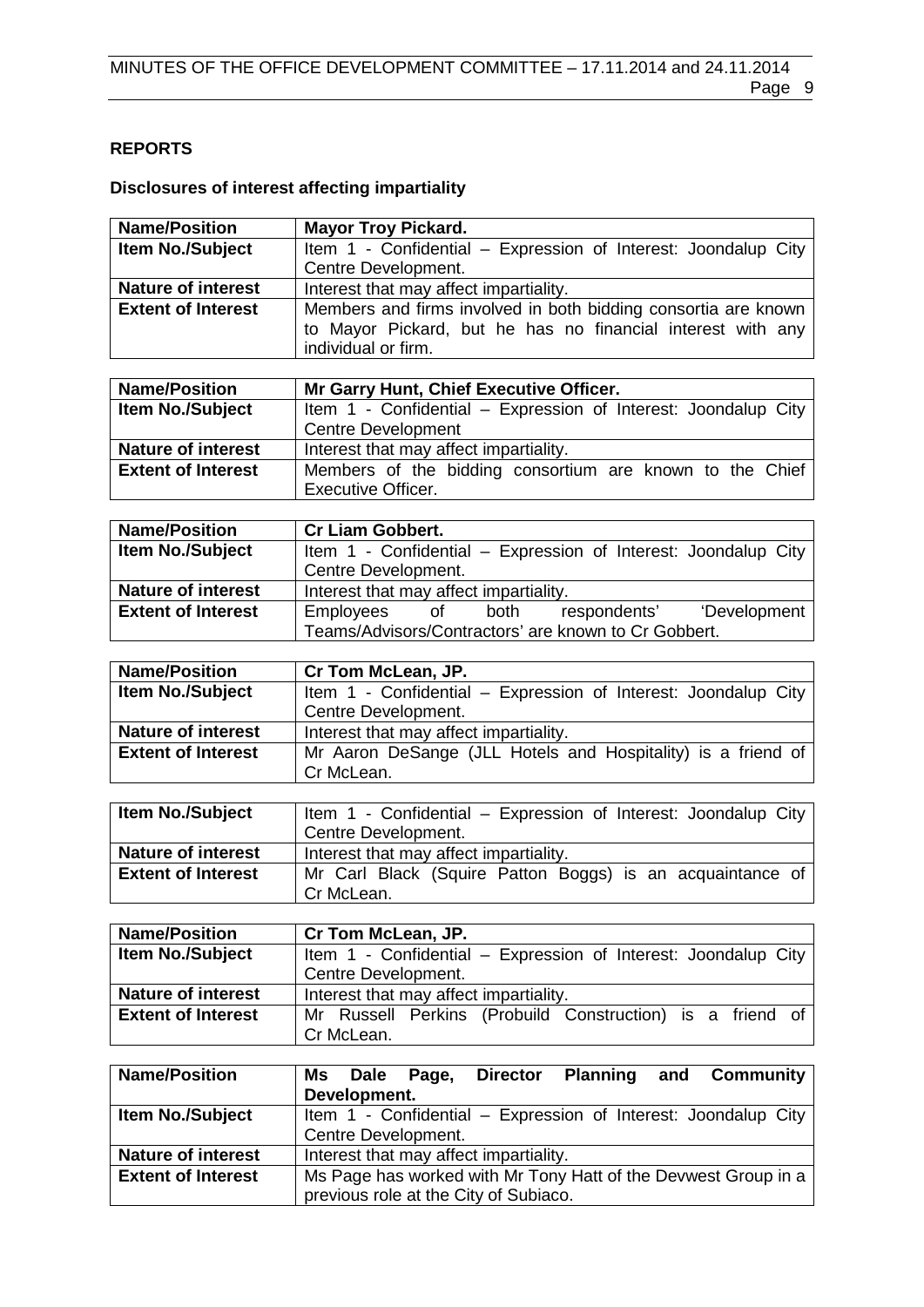**REPORTS**

**Disclosures of interest affecting impartiality**

| **Name/Position** | **Mayor Troy Pickard.** |
|---|---|
| **Item No./Subject** | Item 1 - Confidential – Expression of Interest: Joondalup City Centre Development. |
| **Nature of interest** | Interest that may affect impartiality. |
| **Extent of Interest** | Members and firms involved in both bidding consortia are known to Mayor Pickard, but he has no financial interest with any individual or firm. |

| **Name/Position** | **Mr Garry Hunt, Chief Executive Officer.** |
|---|---|
| **Item No./Subject** | Item 1 - Confidential – Expression of Interest: Joondalup City Centre Development |
| **Nature of interest** | Interest that may affect impartiality. |
| **Extent of Interest** | Members of the bidding consortium are known to the Chief Executive Officer. |

| **Name/Position** | **Cr Liam Gobbert.** |
|---|---|
| **Item No./Subject** | Item 1 - Confidential – Expression of Interest: Joondalup City Centre Development. |
| **Nature of interest** | Interest that may affect impartiality. |
| **Extent of Interest** | Employees of both respondents' 'Development Teams/Advisors/Contractors' are known to Cr Gobbert. |

| **Name/Position** | **Cr Tom McLean, JP.** |
|---|---|
| **Item No./Subject** | Item 1 - Confidential – Expression of Interest: Joondalup City Centre Development. |
| **Nature of interest** | Interest that may affect impartiality. |
| **Extent of Interest** | Mr Aaron DeSange (JLL Hotels and Hospitality) is a friend of Cr McLean. |

| **Item No./Subject** | Item 1 - Confidential – Expression of Interest: Joondalup City Centre Development. |
|---|---|
| **Nature of interest** | Interest that may affect impartiality. |
| **Extent of Interest** | Mr Carl Black (Squire Patton Boggs) is an acquaintance of Cr McLean. |

| **Name/Position** | **Cr Tom McLean, JP.** |
|---|---|
| **Item No./Subject** | Item 1 - Confidential – Expression of Interest: Joondalup City Centre Development. |
| **Nature of interest** | Interest that may affect impartiality. |
| **Extent of Interest** | Mr Russell Perkins (Probuild Construction) is a friend of Cr McLean. |

| **Name/Position** | **Ms Dale Page, Director Planning and Community Development.** |
|---|---|
| **Item No./Subject** | Item 1 - Confidential – Expression of Interest: Joondalup City Centre Development. |
| **Nature of interest** | Interest that may affect impartiality. |
| **Extent of Interest** | Ms Page has worked with Mr Tony Hatt of the Devwest Group in a previous role at the City of Subiaco. |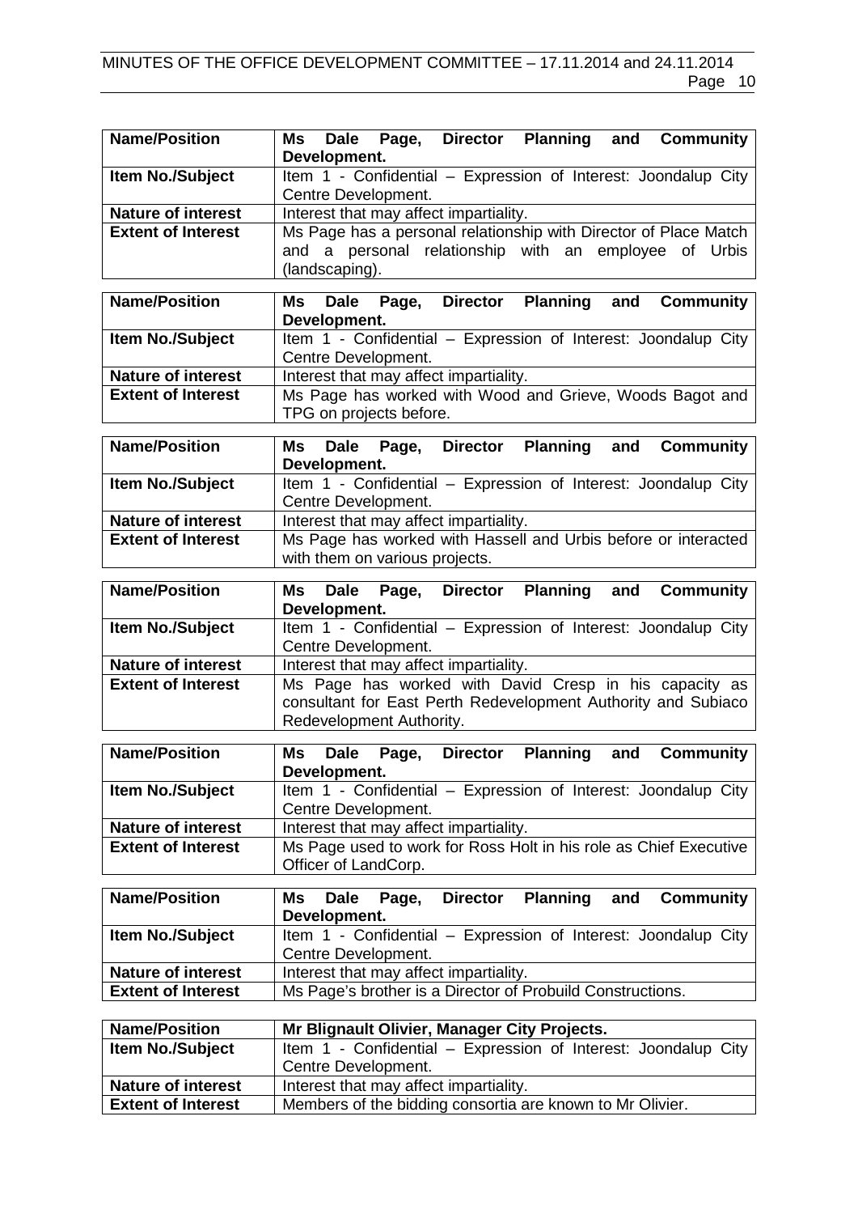| **Name/Position** | **Ms Dale Page, Director Planning and Community Development.** |
|---|---|
| **Item No./Subject** | Item 1 - Confidential – Expression of Interest: Joondalup City Centre Development. |
| **Nature of interest** | Interest that may affect impartiality. |
| **Extent of Interest** | Ms Page has a personal relationship with Director of Place Match and a personal relationship with an employee of Urbis (landscaping). |

| **Name/Position** | **Ms Dale Page, Director Planning and Community Development.** |
|---|---|
| **Item No./Subject** | Item 1 - Confidential – Expression of Interest: Joondalup City Centre Development. |
| **Nature of interest** | Interest that may affect impartiality. |
| **Extent of Interest** | Ms Page has worked with Wood and Grieve, Woods Bagot and TPG on projects before. |

| **Name/Position** | **Ms Dale Page, Director Planning and Community Development.** |
|---|---|
| **Item No./Subject** | Item 1 - Confidential – Expression of Interest: Joondalup City Centre Development. |
| **Nature of interest** | Interest that may affect impartiality. |
| **Extent of Interest** | Ms Page has worked with Hassell and Urbis before or interacted with them on various projects. |

| **Name/Position** | **Ms Dale Page, Director Planning and Community Development.** |
|---|---|
| **Item No./Subject** | Item 1 - Confidential – Expression of Interest: Joondalup City Centre Development. |
| **Nature of interest** | Interest that may affect impartiality. |
| **Extent of Interest** | Ms Page has worked with David Cresp in his capacity as consultant for East Perth Redevelopment Authority and Subiaco Redevelopment Authority. |

| **Name/Position** | **Ms Dale Page, Director Planning and Community Development.** |
|---|---|
| **Item No./Subject** | Item 1 - Confidential – Expression of Interest: Joondalup City Centre Development. |
| **Nature of interest** | Interest that may affect impartiality. |
| **Extent of Interest** | Ms Page used to work for Ross Holt in his role as Chief Executive Officer of LandCorp. |

| **Name/Position** | **Ms Dale Page, Director Planning and Community Development.** |
|---|---|
| **Item No./Subject** | Item 1 - Confidential – Expression of Interest: Joondalup City Centre Development. |
| **Nature of interest** | Interest that may affect impartiality. |
| **Extent of Interest** | Ms Page's brother is a Director of Probuild Constructions. |

| **Name/Position** | **Mr Blignault Olivier, Manager City Projects.** |
|---|---|
| **Item No./Subject** | Item 1 - Confidential – Expression of Interest: Joondalup City Centre Development. |
| **Nature of interest** | Interest that may affect impartiality. |
| **Extent of Interest** | Members of the bidding consortia are known to Mr Olivier. |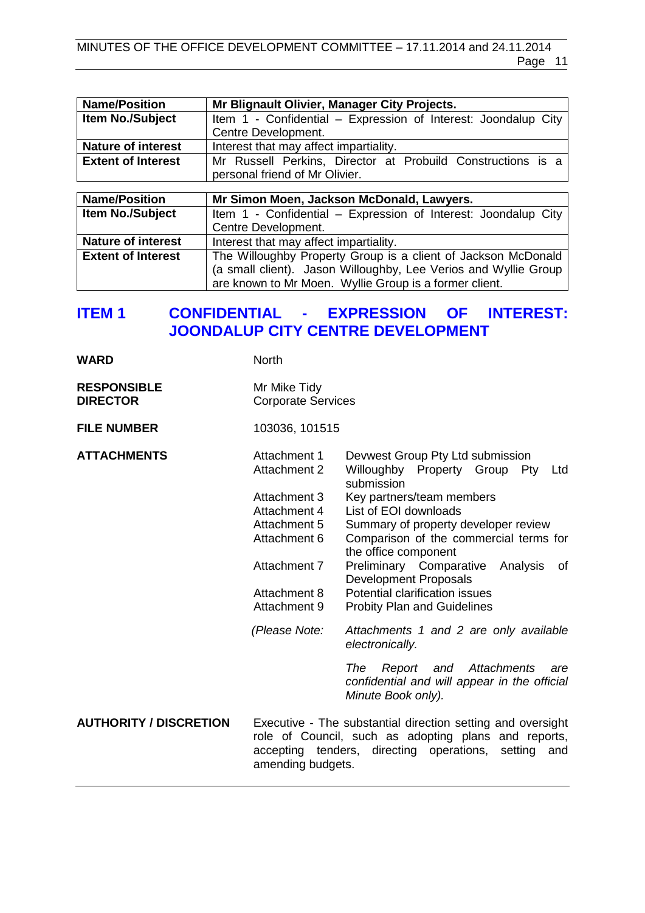| Name/Position | Mr Blignault Olivier, Manager City Projects. |
|---|---|
| Item No./Subject | Item 1 - Confidential – Expression of Interest: Joondalup City Centre Development. |
| Nature of interest | Interest that may affect impartiality. |
| Extent of Interest | Mr Russell Perkins, Director at Probuild Constructions is a personal friend of Mr Olivier. |

| Name/Position | Mr Simon Moen, Jackson McDonald, Lawyers. |
|---|---|
| Item No./Subject | Item 1 - Confidential – Expression of Interest: Joondalup City Centre Development. |
| Nature of interest | Interest that may affect impartiality. |
| Extent of Interest | The Willoughby Property Group is a client of Jackson McDonald (a small client). Jason Willoughby, Lee Verios and Wyllie Group are known to Mr Moen. Wyllie Group is a former client. |

# ITEM 1 CONFIDENTIAL - EXPRESSION OF INTEREST: JOONDALUP CITY CENTRE DEVELOPMENT

**WARD** North

**RESPONSIBLE DIRECTOR** Mr Mike Tidy
Corporate Services

**FILE NUMBER** 103036, 101515

**ATTACHMENTS**

| | |
|---|---|
| Attachment 1 | Devwest Group Pty Ltd submission |
| Attachment 2 | Willoughby Property Group Pty Ltd submission |
| Attachment 3 | Key partners/team members |
| Attachment 4 | List of EOI downloads |
| Attachment 5 | Summary of property developer review |
| Attachment 6 | Comparison of the commercial terms for the office component |
| Attachment 7 | Preliminary Comparative Analysis of Development Proposals |
| Attachment 8 | Potential clarification issues |
| Attachment 9 | Probity Plan and Guidelines |

*(Please Note: Attachments 1 and 2 are only available electronically.*

*The Report and Attachments are confidential and will appear in the official Minute Book only).*

**AUTHORITY / DISCRETION** Executive - The substantial direction setting and oversight role of Council, such as adopting plans and reports, accepting tenders, directing operations, setting and amending budgets.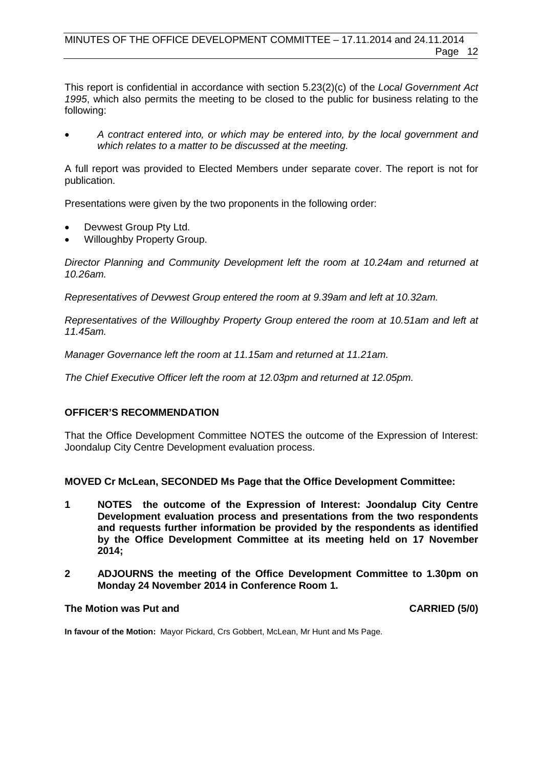This report is confidential in accordance with section 5.23(2)(c) of the *Local Government Act 1995*, which also permits the meeting to be closed to the public for business relating to the following:

- *A contract entered into, or which may be entered into, by the local government and which relates to a matter to be discussed at the meeting.*

A full report was provided to Elected Members under separate cover. The report is not for publication.

Presentations were given by the two proponents in the following order:

- Devwest Group Pty Ltd.
- Willoughby Property Group.

*Director Planning and Community Development left the room at 10.24am and returned at 10.26am.*

*Representatives of Devwest Group entered the room at 9.39am and left at 10.32am.*

*Representatives of the Willoughby Property Group entered the room at 10.51am and left at 11.45am.*

*Manager Governance left the room at 11.15am and returned at 11.21am.*

*The Chief Executive Officer left the room at 12.03pm and returned at 12.05pm.*

**OFFICER'S RECOMMENDATION**

That the Office Development Committee NOTES the outcome of the Expression of Interest: Joondalup City Centre Development evaluation process.

**MOVED Cr McLean, SECONDED Ms Page that the Office Development Committee:**

**1 NOTES the outcome of the Expression of Interest: Joondalup City Centre Development evaluation process and presentations from the two respondents and requests further information be provided by the respondents as identified by the Office Development Committee at its meeting held on 17 November 2014;**

**2 ADJOURNS the meeting of the Office Development Committee to 1.30pm on Monday 24 November 2014 in Conference Room 1.**

**The Motion was Put and CARRIED (5/0)**

**In favour of the Motion:** Mayor Pickard, Crs Gobbert, McLean, Mr Hunt and Ms Page.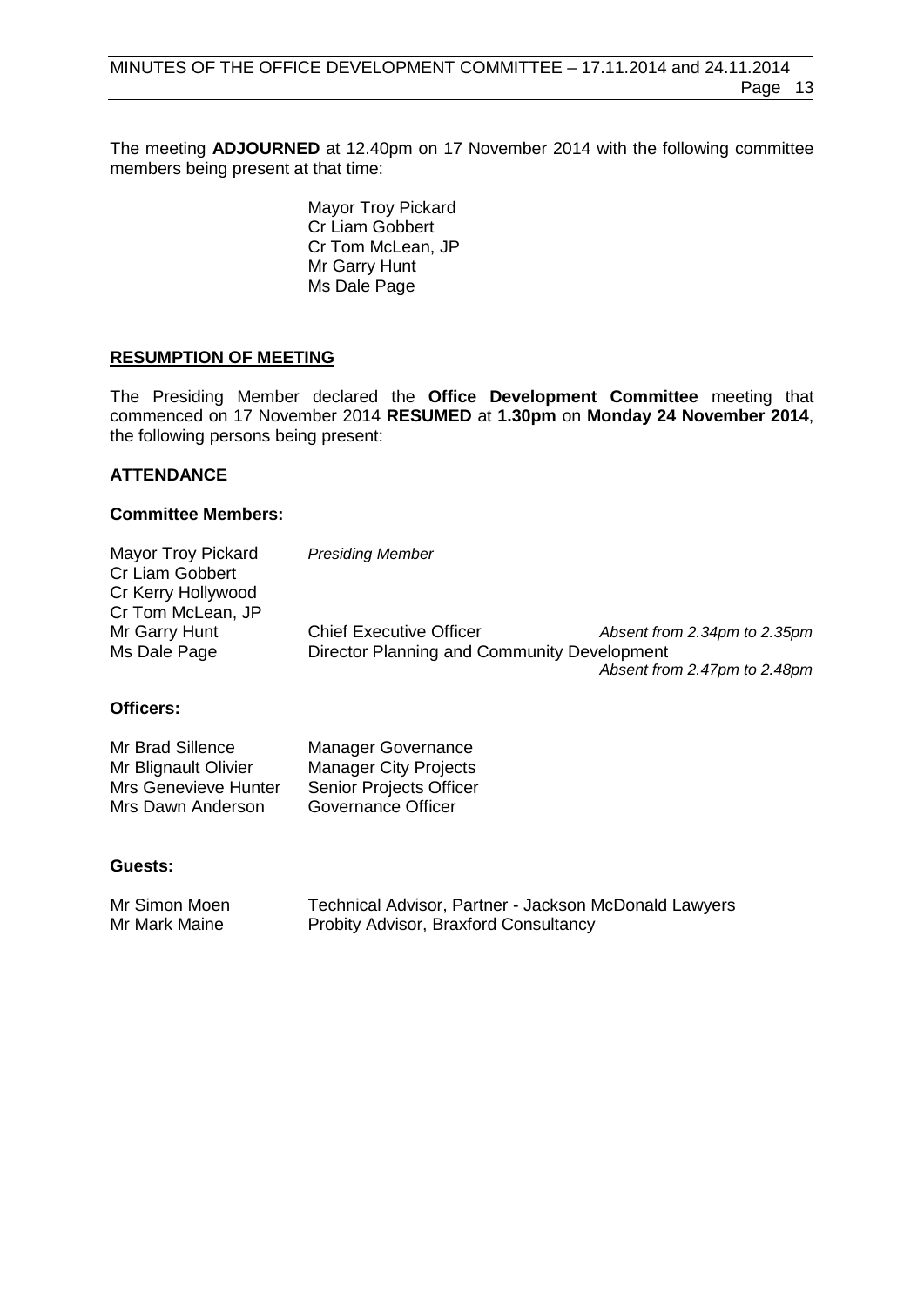The meeting **ADJOURNED** at 12.40pm on 17 November 2014 with the following committee members being present at that time:

Mayor Troy Pickard
Cr Liam Gobbert
Cr Tom McLean, JP
Mr Garry Hunt
Ms Dale Page

## RESUMPTION OF MEETING

The Presiding Member declared the **Office Development Committee** meeting that commenced on 17 November 2014 **RESUMED** at **1.30pm** on **Monday 24 November 2014**, the following persons being present:

### ATTENDANCE

#### Committee Members:

| | | |
|---|---|---|
| Mayor Troy Pickard | *Presiding Member* | |
| Cr Liam Gobbert | | |
| Cr Kerry Hollywood | | |
| Cr Tom McLean, JP | | |
| Mr Garry Hunt | Chief Executive Officer | *Absent from 2.34pm to 2.35pm* |
| Ms Dale Page | Director Planning and Community Development | *Absent from 2.47pm to 2.48pm* |

#### Officers:

| | |
|---|---|
| Mr Brad Sillence | Manager Governance |
| Mr Blignault Olivier | Manager City Projects |
| Mrs Genevieve Hunter | Senior Projects Officer |
| Mrs Dawn Anderson | Governance Officer |

#### Guests:

| | |
|---|---|
| Mr Simon Moen | Technical Advisor, Partner - Jackson McDonald Lawyers |
| Mr Mark Maine | Probity Advisor, Braxford Consultancy |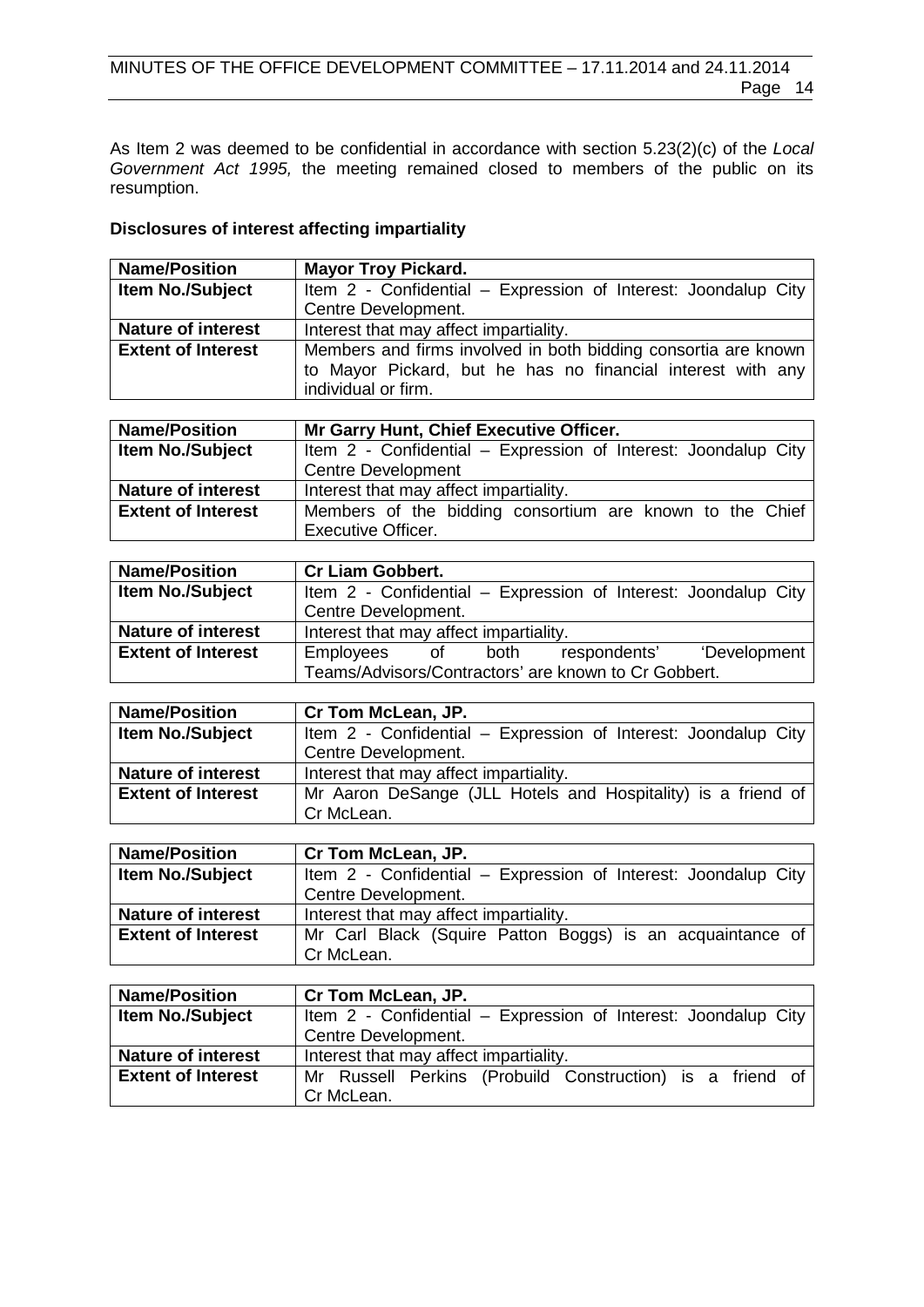As Item 2 was deemed to be confidential in accordance with section 5.23(2)(c) of the *Local Government Act 1995,* the meeting remained closed to members of the public on its resumption.

**Disclosures of interest affecting impartiality**

| **Name/Position** | **Mayor Troy Pickard.** |
|---|---|
| **Item No./Subject** | Item 2 - Confidential – Expression of Interest: Joondalup City Centre Development. |
| **Nature of interest** | Interest that may affect impartiality. |
| **Extent of Interest** | Members and firms involved in both bidding consortia are known to Mayor Pickard, but he has no financial interest with any individual or firm. |

| **Name/Position** | **Mr Garry Hunt, Chief Executive Officer.** |
|---|---|
| **Item No./Subject** | Item 2 - Confidential – Expression of Interest: Joondalup City Centre Development |
| **Nature of interest** | Interest that may affect impartiality. |
| **Extent of Interest** | Members of the bidding consortium are known to the Chief Executive Officer. |

| **Name/Position** | **Cr Liam Gobbert.** |
|---|---|
| **Item No./Subject** | Item 2 - Confidential – Expression of Interest: Joondalup City Centre Development. |
| **Nature of interest** | Interest that may affect impartiality. |
| **Extent of Interest** | Employees of both respondents' 'Development Teams/Advisors/Contractors' are known to Cr Gobbert. |

| **Name/Position** | **Cr Tom McLean, JP.** |
|---|---|
| **Item No./Subject** | Item 2 - Confidential – Expression of Interest: Joondalup City Centre Development. |
| **Nature of interest** | Interest that may affect impartiality. |
| **Extent of Interest** | Mr Aaron DeSange (JLL Hotels and Hospitality) is a friend of Cr McLean. |

| **Name/Position** | **Cr Tom McLean, JP.** |
|---|---|
| **Item No./Subject** | Item 2 - Confidential – Expression of Interest: Joondalup City Centre Development. |
| **Nature of interest** | Interest that may affect impartiality. |
| **Extent of Interest** | Mr Carl Black (Squire Patton Boggs) is an acquaintance of Cr McLean. |

| **Name/Position** | **Cr Tom McLean, JP.** |
|---|---|
| **Item No./Subject** | Item 2 - Confidential – Expression of Interest: Joondalup City Centre Development. |
| **Nature of interest** | Interest that may affect impartiality. |
| **Extent of Interest** | Mr Russell Perkins (Probuild Construction) is a friend of Cr McLean. |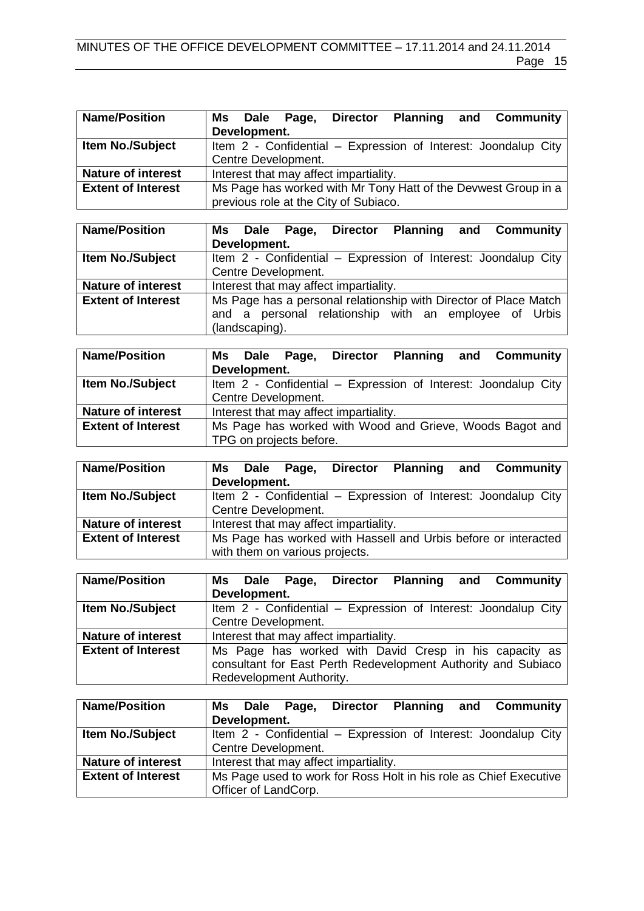| **Name/Position** | **Ms Dale Page, Director Planning and Community Development.** |
|---|---|
| **Item No./Subject** | Item 2 - Confidential – Expression of Interest: Joondalup City Centre Development. |
| **Nature of interest** | Interest that may affect impartiality. |
| **Extent of Interest** | Ms Page has worked with Mr Tony Hatt of the Devwest Group in a previous role at the City of Subiaco. |

| **Name/Position** | **Ms Dale Page, Director Planning and Community Development.** |
|---|---|
| **Item No./Subject** | Item 2 - Confidential – Expression of Interest: Joondalup City Centre Development. |
| **Nature of interest** | Interest that may affect impartiality. |
| **Extent of Interest** | Ms Page has a personal relationship with Director of Place Match and a personal relationship with an employee of Urbis (landscaping). |

| **Name/Position** | **Ms Dale Page, Director Planning and Community Development.** |
|---|---|
| **Item No./Subject** | Item 2 - Confidential – Expression of Interest: Joondalup City Centre Development. |
| **Nature of interest** | Interest that may affect impartiality. |
| **Extent of Interest** | Ms Page has worked with Wood and Grieve, Woods Bagot and TPG on projects before. |

| **Name/Position** | **Ms Dale Page, Director Planning and Community Development.** |
|---|---|
| **Item No./Subject** | Item 2 - Confidential – Expression of Interest: Joondalup City Centre Development. |
| **Nature of interest** | Interest that may affect impartiality. |
| **Extent of Interest** | Ms Page has worked with Hassell and Urbis before or interacted with them on various projects. |

| **Name/Position** | **Ms Dale Page, Director Planning and Community Development.** |
|---|---|
| **Item No./Subject** | Item 2 - Confidential – Expression of Interest: Joondalup City Centre Development. |
| **Nature of interest** | Interest that may affect impartiality. |
| **Extent of Interest** | Ms Page has worked with David Cresp in his capacity as consultant for East Perth Redevelopment Authority and Subiaco Redevelopment Authority. |

| **Name/Position** | **Ms Dale Page, Director Planning and Community Development.** |
|---|---|
| **Item No./Subject** | Item 2 - Confidential – Expression of Interest: Joondalup City Centre Development. |
| **Nature of interest** | Interest that may affect impartiality. |
| **Extent of Interest** | Ms Page used to work for Ross Holt in his role as Chief Executive Officer of LandCorp. |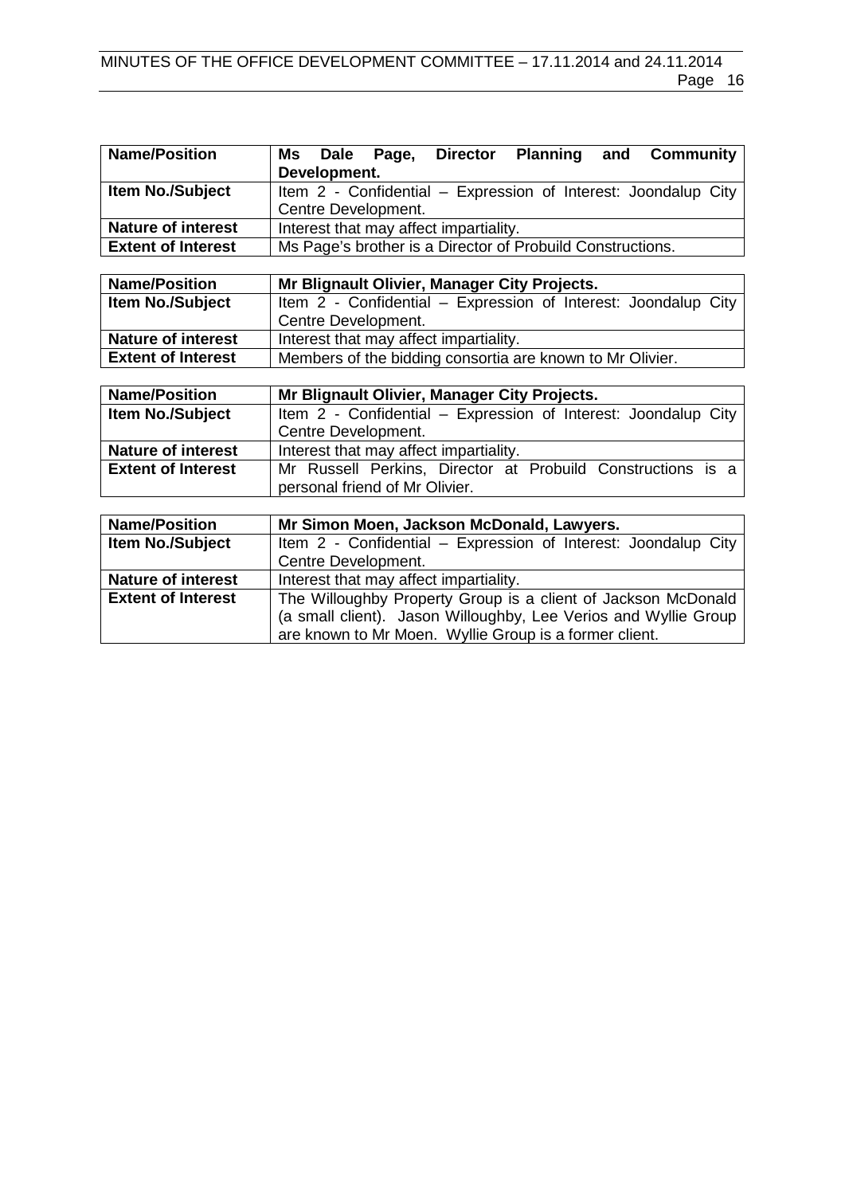| **Name/Position** | **Ms Dale Page, Director Planning and Community Development.** |
|---|---|
| **Item No./Subject** | Item 2 - Confidential – Expression of Interest: Joondalup City Centre Development. |
| **Nature of interest** | Interest that may affect impartiality. |
| **Extent of Interest** | Ms Page's brother is a Director of Probuild Constructions. |

| **Name/Position** | **Mr Blignault Olivier, Manager City Projects.** |
|---|---|
| **Item No./Subject** | Item 2 - Confidential – Expression of Interest: Joondalup City Centre Development. |
| **Nature of interest** | Interest that may affect impartiality. |
| **Extent of Interest** | Members of the bidding consortia are known to Mr Olivier. |

| **Name/Position** | **Mr Blignault Olivier, Manager City Projects.** |
|---|---|
| **Item No./Subject** | Item 2 - Confidential – Expression of Interest: Joondalup City Centre Development. |
| **Nature of interest** | Interest that may affect impartiality. |
| **Extent of Interest** | Mr Russell Perkins, Director at Probuild Constructions is a personal friend of Mr Olivier. |

| **Name/Position** | **Mr Simon Moen, Jackson McDonald, Lawyers.** |
|---|---|
| **Item No./Subject** | Item 2 - Confidential – Expression of Interest: Joondalup City Centre Development. |
| **Nature of interest** | Interest that may affect impartiality. |
| **Extent of Interest** | The Willoughby Property Group is a client of Jackson McDonald (a small client). Jason Willoughby, Lee Verios and Wyllie Group are known to Mr Moen. Wyllie Group is a former client. |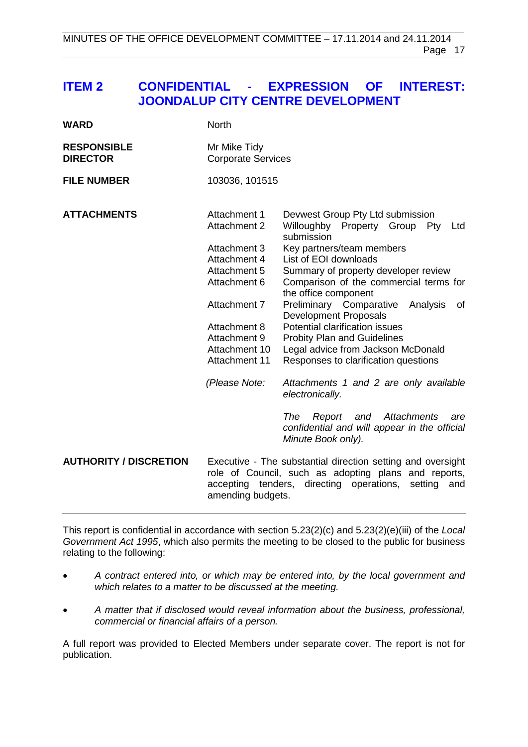## ITEM 2 CONFIDENTIAL - EXPRESSION OF INTEREST: JOONDALUP CITY CENTRE DEVELOPMENT

| | |
|---|---|
| **WARD** | North |
| **RESPONSIBLE DIRECTOR** | Mr Mike Tidy<br>Corporate Services |
| **FILE NUMBER** | 103036, 101515 |
| **ATTACHMENTS** | Attachment 1 Devwest Group Pty Ltd submission<br>Attachment 2 Willoughby Property Group Pty Ltd submission<br>Attachment 3 Key partners/team members<br>Attachment 4 List of EOI downloads<br>Attachment 5 Summary of property developer review<br>Attachment 6 Comparison of the commercial terms for the office component<br>Attachment 7 Preliminary Comparative Analysis of Development Proposals<br>Attachment 8 Potential clarification issues<br>Attachment 9 Probity Plan and Guidelines<br>Attachment 10 Legal advice from Jackson McDonald<br>Attachment 11 Responses to clarification questions<br><br>*(Please Note: Attachments 1 and 2 are only available electronically.*<br><br>*The Report and Attachments are confidential and will appear in the official Minute Book only).* |
| **AUTHORITY / DISCRETION** | Executive - The substantial direction setting and oversight role of Council, such as adopting plans and reports, accepting tenders, directing operations, setting and amending budgets. |

This report is confidential in accordance with section 5.23(2)(c) and 5.23(2)(e)(iii) of the *Local Government Act 1995*, which also permits the meeting to be closed to the public for business relating to the following:

- *A contract entered into, or which may be entered into, by the local government and which relates to a matter to be discussed at the meeting.*
- *A matter that if disclosed would reveal information about the business, professional, commercial or financial affairs of a person.*

A full report was provided to Elected Members under separate cover. The report is not for publication.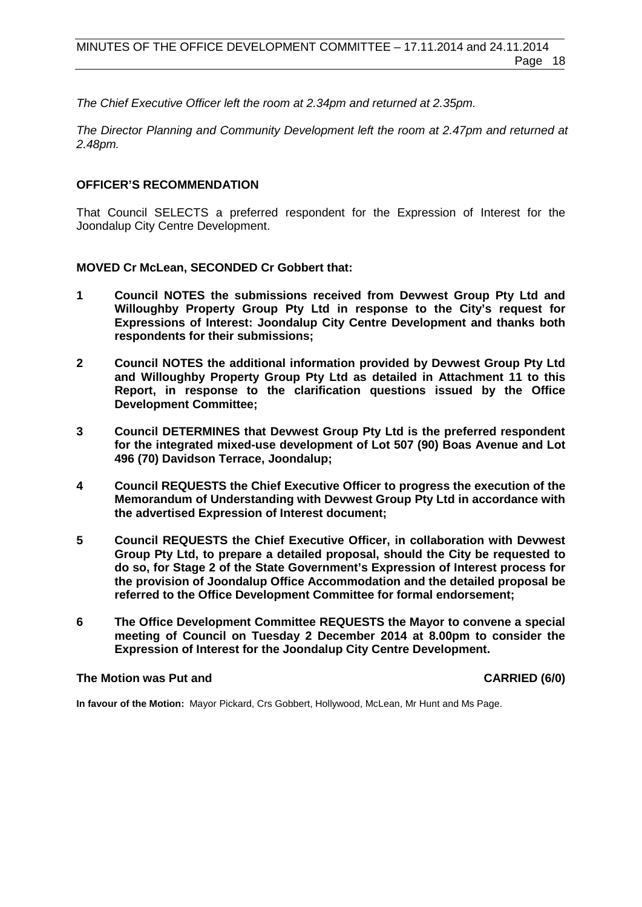*The Chief Executive Officer left the room at 2.34pm and returned at 2.35pm.*

*The Director Planning and Community Development left the room at 2.47pm and returned at 2.48pm.*

**OFFICER'S RECOMMENDATION**

That Council SELECTS a preferred respondent for the Expression of Interest for the Joondalup City Centre Development.

**MOVED Cr McLean, SECONDED Cr Gobbert that:**

1. **Council NOTES the submissions received from Devwest Group Pty Ltd and Willoughby Property Group Pty Ltd in response to the City's request for Expressions of Interest: Joondalup City Centre Development and thanks both respondents for their submissions;**

2. **Council NOTES the additional information provided by Devwest Group Pty Ltd and Willoughby Property Group Pty Ltd as detailed in Attachment 11 to this Report, in response to the clarification questions issued by the Office Development Committee;**

3. **Council DETERMINES that Devwest Group Pty Ltd is the preferred respondent for the integrated mixed-use development of Lot 507 (90) Boas Avenue and Lot 496 (70) Davidson Terrace, Joondalup;**

4. **Council REQUESTS the Chief Executive Officer to progress the execution of the Memorandum of Understanding with Devwest Group Pty Ltd in accordance with the advertised Expression of Interest document;**

5. **Council REQUESTS the Chief Executive Officer, in collaboration with Devwest Group Pty Ltd, to prepare a detailed proposal, should the City be requested to do so, for Stage 2 of the State Government's Expression of Interest process for the provision of Joondalup Office Accommodation and the detailed proposal be referred to the Office Development Committee for formal endorsement;**

6. **The Office Development Committee REQUESTS the Mayor to convene a special meeting of Council on Tuesday 2 December 2014 at 8.00pm to consider the Expression of Interest for the Joondalup City Centre Development.**

**The Motion was Put and CARRIED (6/0)**

**In favour of the Motion:** Mayor Pickard, Crs Gobbert, Hollywood, McLean, Mr Hunt and Ms Page.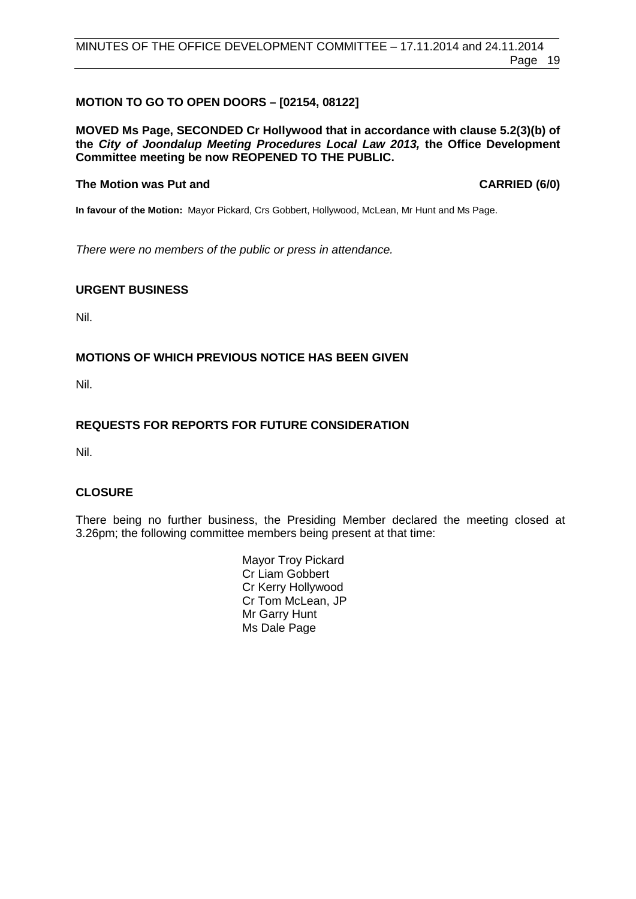## MOTION TO GO TO OPEN DOORS – [02154, 08122]

**MOVED Ms Page, SECONDED Cr Hollywood that in accordance with clause 5.2(3)(b) of the *City of Joondalup Meeting Procedures Local Law 2013,* the Office Development Committee meeting be now REOPENED TO THE PUBLIC.**

**The Motion was Put and CARRIED (6/0)**

**In favour of the Motion:** Mayor Pickard, Crs Gobbert, Hollywood, McLean, Mr Hunt and Ms Page.

*There were no members of the public or press in attendance.*

## URGENT BUSINESS

Nil.

## MOTIONS OF WHICH PREVIOUS NOTICE HAS BEEN GIVEN

Nil.

## REQUESTS FOR REPORTS FOR FUTURE CONSIDERATION

Nil.

## CLOSURE

There being no further business, the Presiding Member declared the meeting closed at 3.26pm; the following committee members being present at that time:

Mayor Troy Pickard
Cr Liam Gobbert
Cr Kerry Hollywood
Cr Tom McLean, JP
Mr Garry Hunt
Ms Dale Page